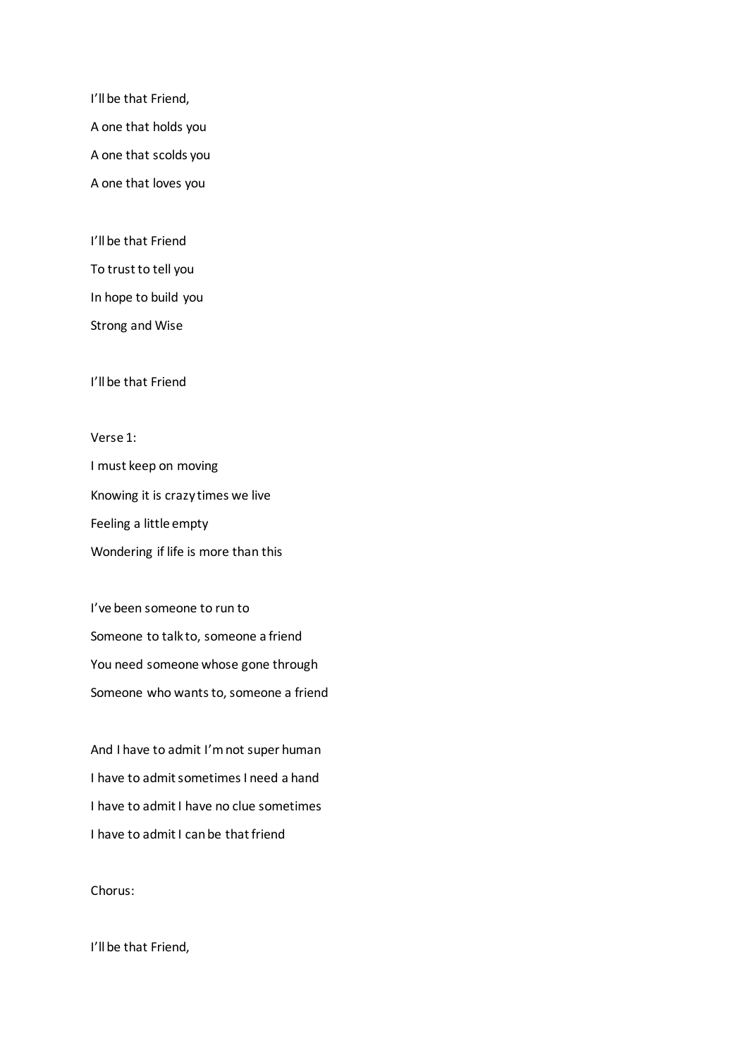I'll be that Friend,

A one that holds you

A one that scolds you

A one that loves you

I'll be that Friend

To trust to tell you

In hope to build you

Strong and Wise

I'll be that Friend

Verse 1:

I must keep on moving

Knowing it is crazy times we live

Feeling a little empty

Wondering if life is more than this

I've been someone to run to

Someone to talk to, someone a friend

You need someone whose gone through

Someone who wants to, someone a friend

And I have to admit I'm not super human

I have to admit sometimes I need a hand

I have to admit I have no clue sometimes

I have to admit I can be that friend

Chorus:

I'll be that Friend,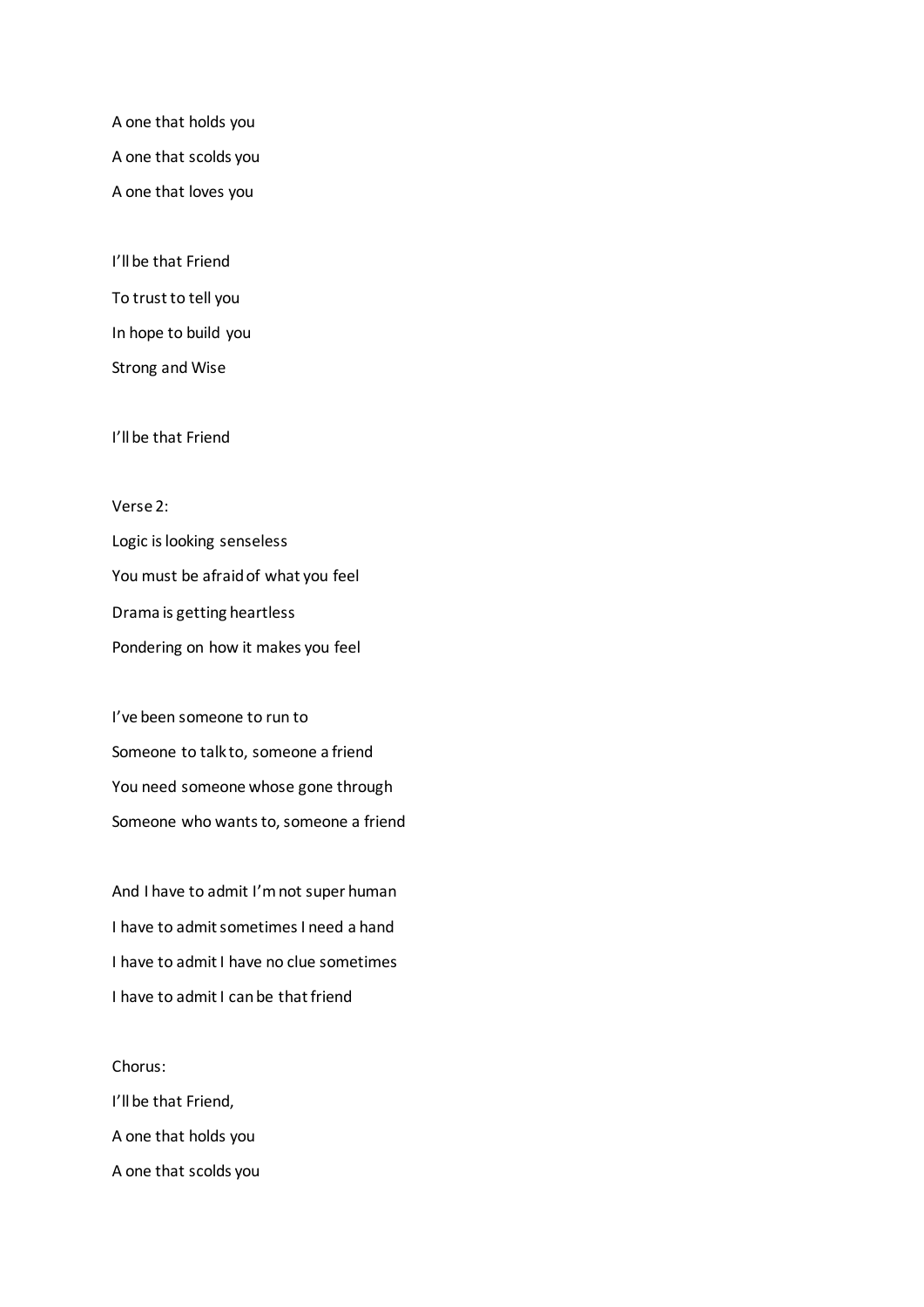A one that holds you

A one that scolds you

A one that loves you

I'll be that Friend

To trust to tell you

In hope to build you

Strong and Wise

I'll be that Friend

Verse 2:

Logic is looking senseless

You must be afraid of what you feel

Drama is getting heartless

Pondering on how it makes you feel

I've been someone to run to

Someone to talk to, someone a friend

You need someone whose gone through

Someone who wants to, someone a friend

And I have to admit I'm not super human

I have to admit sometimes I need a hand

I have to admit I have no clue sometimes

I have to admit I can be that friend

Chorus:

I'll be that Friend,

A one that holds you

A one that scolds you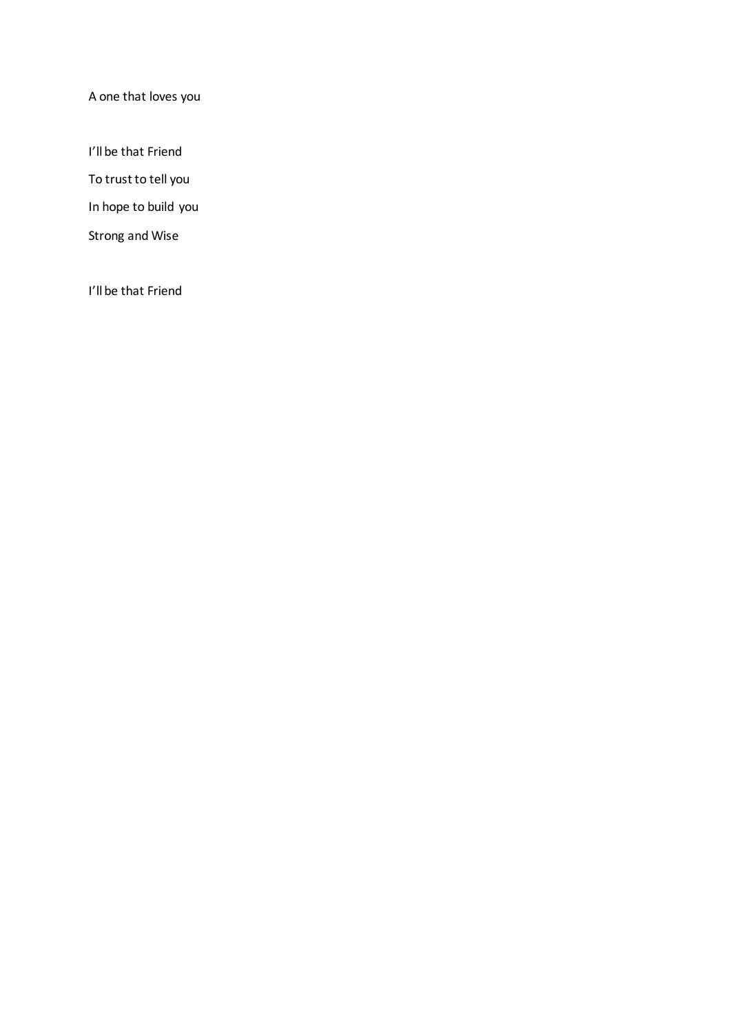A one that loves you

I'll be that Friend

To trust to tell you

In hope to build you

Strong and Wise

I'll be that Friend